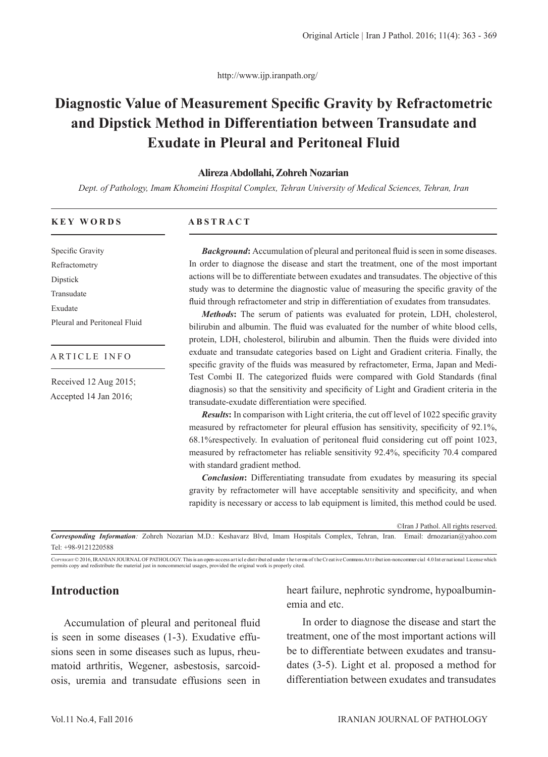http://www.ijp.iranpath.org/

# Diagnostic Value of Measurement Specific Gravity by Refractometric and Dipstick Method in Differentiation between Transudate and Exudate in Pleural and Peritoneal Fluid

**Alireza Abdollahi, Zohreh Nozarian**

*Dept. of Pathology, Imam Khomeini Hospital Complex, Tehran University of Medical Sciences, Tehran, Iran*

**KEY WORDS**

Specific Gravity
Refractometry
Dipstick
Transudate
Exudate
Pleural and Peritoneal Fluid

**ARTICLE INFO**

Received 12 Aug 2015;
Accepted 14 Jan 2016;

**ABSTRACT**

***Background*:** Accumulation of pleural and peritoneal fluid is seen in some diseases. In order to diagnose the disease and start the treatment, one of the most important actions will be to differentiate between exudates and transudates. The objective of this study was to determine the diagnostic value of measuring the specific gravity of the fluid through refractometer and strip in differentiation of exudates from transudates.

***Methods*:** The serum of patients was evaluated for protein, LDH, cholesterol, bilirubin and albumin. The fluid was evaluated for the number of white blood cells, protein, LDH, cholesterol, bilirubin and albumin. Then the fluids were divided into exduate and transudate categories based on Light and Gradient criteria. Finally, the specific gravity of the fluids was measured by refractometer, Erma, Japan and Medi-Test Combi II. The categorized fluids were compared with Gold Standards (final diagnosis) so that the sensitivity and specificity of Light and Gradient criteria in the transudate-exudate differentiation were specified.

***Results*:** In comparison with Light criteria, the cut off level of 1022 specific gravity measured by refractometer for pleural effusion has sensitivity, specificity of 92.1%, 68.1%respectively. In evaluation of peritoneal fluid considering cut off point 1023, measured by refractometer has reliable sensitivity 92.4%, specificity 70.4 compared with standard gradient method.

***Conclusion*:** Differentiating transudate from exudates by measuring its special gravity by refractometer will have acceptable sensitivity and specificity, and when rapidity is necessary or access to lab equipment is limited, this method could be used.

©Iran J Pathol. All rights reserved.

***Corresponding Information**:* Zohreh Nozarian M.D.: Keshavarz Blvd, Imam Hospitals Complex, Tehran, Iran. Email: drnozarian@yahoo.com Tel: +98-9121220588

COPYRIGHT © 2016, IRANIAN JOURNAL OF PATHOLOGY. This is an open-access article distributed under the terms of the Creative Commons Attribution-noncommercial 4.0 International License which permits copy and redistribute the material just in noncommercial usages, provided the original work is properly cited.

## Introduction

Accumulation of pleural and peritoneal fluid is seen in some diseases (1-3). Exudative effusions seen in some diseases such as lupus, rheumatoid arthritis, Wegener, asbestosis, sarcoidosis, uremia and transudate effusions seen in heart failure, nephrotic syndrome, hypoalbuminemia and etc.

In order to diagnose the disease and start the treatment, one of the most important actions will be to differentiate between exudates and transudates (3-5). Light et al. proposed a method for differentiation between exudates and transudates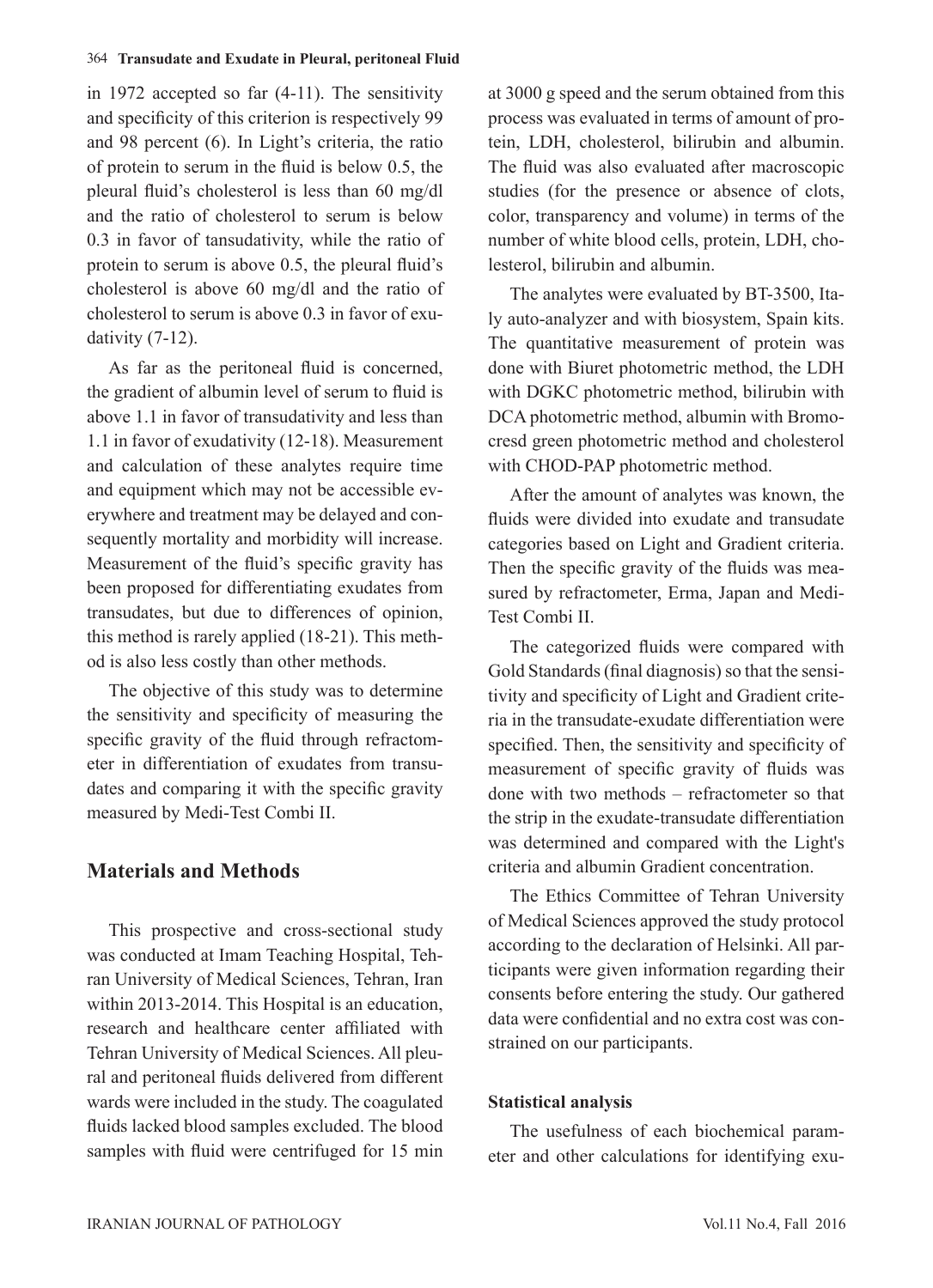in 1972 accepted so far (4-11). The sensitivity and specificity of this criterion is respectively 99 and 98 percent (6). In Light's criteria, the ratio of protein to serum in the fluid is below 0.5, the pleural fluid's cholesterol is less than 60 mg/dl and the ratio of cholesterol to serum is below 0.3 in favor of tansudativity, while the ratio of protein to serum is above 0.5, the pleural fluid's cholesterol is above 60 mg/dl and the ratio of cholesterol to serum is above 0.3 in favor of exudativity (7-12).

As far as the peritoneal fluid is concerned, the gradient of albumin level of serum to fluid is above 1.1 in favor of transudativity and less than 1.1 in favor of exudativity (12-18). Measurement and calculation of these analytes require time and equipment which may not be accessible everywhere and treatment may be delayed and consequently mortality and morbidity will increase. Measurement of the fluid's specific gravity has been proposed for differentiating exudates from transudates, but due to differences of opinion, this method is rarely applied (18-21). This method is also less costly than other methods.

The objective of this study was to determine the sensitivity and specificity of measuring the specific gravity of the fluid through refractometer in differentiation of exudates from transudates and comparing it with the specific gravity measured by Medi-Test Combi II.

## Materials and Methods

This prospective and cross-sectional study was conducted at Imam Teaching Hospital, Tehran University of Medical Sciences, Tehran, Iran within 2013-2014. This Hospital is an education, research and healthcare center affiliated with Tehran University of Medical Sciences. All pleural and peritoneal fluids delivered from different wards were included in the study. The coagulated fluids lacked blood samples excluded. The blood samples with fluid were centrifuged for 15 min at 3000 g speed and the serum obtained from this process was evaluated in terms of amount of protein, LDH, cholesterol, bilirubin and albumin. The fluid was also evaluated after macroscopic studies (for the presence or absence of clots, color, transparency and volume) in terms of the number of white blood cells, protein, LDH, cholesterol, bilirubin and albumin.

The analytes were evaluated by BT-3500, Italy auto-analyzer and with biosystem, Spain kits. The quantitative measurement of protein was done with Biuret photometric method, the LDH with DGKC photometric method, bilirubin with DCA photometric method, albumin with Bromocresd green photometric method and cholesterol with CHOD-PAP photometric method.

After the amount of analytes was known, the fluids were divided into exudate and transudate categories based on Light and Gradient criteria. Then the specific gravity of the fluids was measured by refractometer, Erma, Japan and Medi-Test Combi II.

The categorized fluids were compared with Gold Standards (final diagnosis) so that the sensitivity and specificity of Light and Gradient criteria in the transudate-exudate differentiation were specified. Then, the sensitivity and specificity of measurement of specific gravity of fluids was done with two methods – refractometer so that the strip in the exudate-transudate differentiation was determined and compared with the Light's criteria and albumin Gradient concentration.

The Ethics Committee of Tehran University of Medical Sciences approved the study protocol according to the declaration of Helsinki. All participants were given information regarding their consents before entering the study. Our gathered data were confidential and no extra cost was constrained on our participants.

### Statistical analysis

The usefulness of each biochemical parameter and other calculations for identifying exu-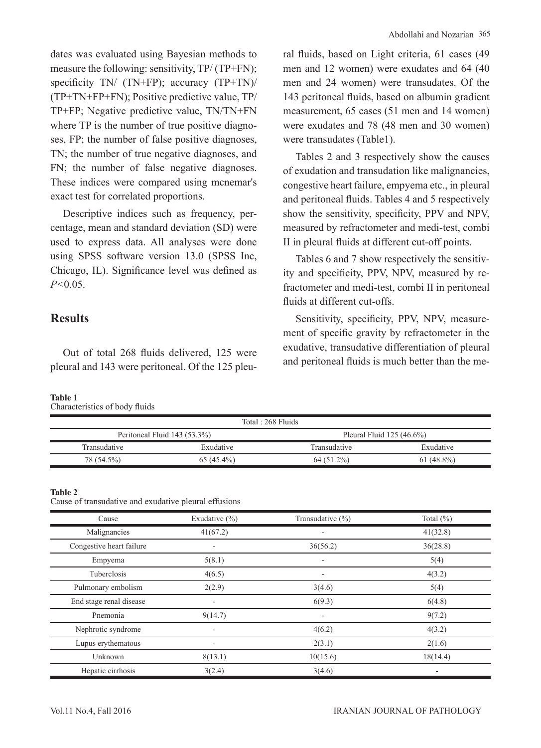dates was evaluated using Bayesian methods to measure the following: sensitivity, TP/ (TP+FN); specificity TN/ (TN+FP); accuracy (TP+TN)/ (TP+TN+FP+FN); Positive predictive value, TP/ TP+FP; Negative predictive value, TN/TN+FN where TP is the number of true positive diagnoses, FP; the number of false positive diagnoses, TN; the number of true negative diagnoses, and FN; the number of false negative diagnoses. These indices were compared using mcnemar's exact test for correlated proportions.

Descriptive indices such as frequency, percentage, mean and standard deviation (SD) were used to express data. All analyses were done using SPSS software version 13.0 (SPSS Inc, Chicago, IL). Significance level was defined as $P<0.05$.

## Results

Out of total 268 fluids delivered, 125 were pleural and 143 were peritoneal. Of the 125 pleural fluids, based on Light criteria, 61 cases (49 men and 12 women) were exudates and 64 (40 men and 24 women) were transudates. Of the 143 peritoneal fluids, based on albumin gradient measurement, 65 cases (51 men and 14 women) were exudates and 78 (48 men and 30 women) were transudates (Table1).

Tables 2 and 3 respectively show the causes of exudation and transudation like malignancies, congestive heart failure, empyema etc., in pleural and peritoneal fluids. Tables 4 and 5 respectively show the sensitivity, specificity, PPV and NPV, measured by refractometer and medi-test, combi II in pleural fluids at different cut-off points.

Tables 6 and 7 show respectively the sensitivity and specificity, PPV, NPV, measured by refractometer and medi-test, combi II in peritoneal fluids at different cut-offs.

Sensitivity, specificity, PPV, NPV, measurement of specific gravity by refractometer in the exudative, transudative differentiation of pleural and peritoneal fluids is much better than the me-

**Table 1**
Characteristics of body fluids

| Total : 268 Fluids | | | |
|---|---|---|---|
| Peritoneal Fluid 143 (53.3%) | | Pleural Fluid 125 (46.6%) | |
| Transudative | Exudative | Transudative | Exudative |
| 78 (54.5%) | 65 (45.4%) | 64 (51.2%) | 61 (48.8%) |

**Table 2**
Cause of transudative and exudative pleural effusions

| Cause | Exudative (%) | Transudative (%) | Total (%) |
|---|---|---|---|
| Malignancies | 41(67.2) | - | 41(32.8) |
| Congestive heart failure | - | 36(56.2) | 36(28.8) |
| Empyema | 5(8.1) | - | 5(4) |
| Tuberclosis | 4(6.5) | - | 4(3.2) |
| Pulmonary embolism | 2(2.9) | 3(4.6) | 5(4) |
| End stage renal disease | - | 6(9.3) | 6(4.8) |
| Pnemonia | 9(14.7) | - | 9(7.2) |
| Nephrotic syndrome | - | 4(6.2) | 4(3.2) |
| Lupus erythematous | - | 2(3.1) | 2(1.6) |
| Unknown | 8(13.1) | 10(15.6) | 18(14.4) |
| Hepatic cirrhosis | 3(2.4) | 3(4.6) | - |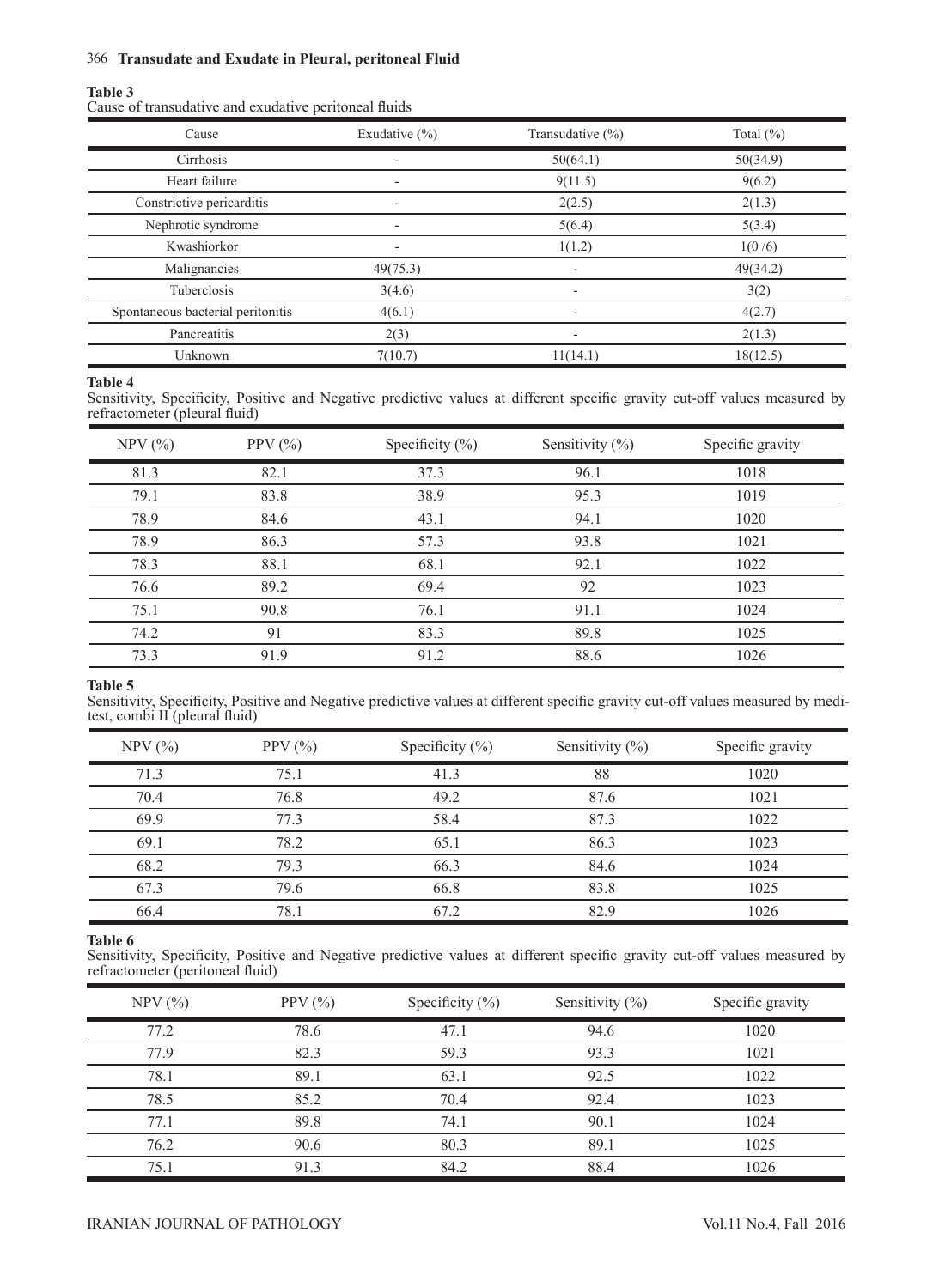**Table 3**
Cause of transudative and exudative peritoneal fluids

| Cause | Exudative (%) | Transudative (%) | Total (%) |
|---|---|---|---|
| Cirrhosis | - | 50(64.1) | 50(34.9) |
| Heart failure | - | 9(11.5) | 9(6.2) |
| Constrictive pericarditis | - | 2(2.5) | 2(1.3) |
| Nephrotic syndrome | - | 5(6.4) | 5(3.4) |
| Kwashiorkor | - | 1(1.2) | 1(0 /6) |
| Malignancies | 49(75.3) | - | 49(34.2) |
| Tuberclosis | 3(4.6) | - | 3(2) |
| Spontaneous bacterial peritonitis | 4(6.1) | - | 4(2.7) |
| Pancreatitis | 2(3) | - | 2(1.3) |
| Unknown | 7(10.7) | 11(14.1) | 18(12.5) |

**Table 4**
Sensitivity, Specificity, Positive and Negative predictive values at different specific gravity cut-off values measured by refractometer (pleural fluid)

| NPV (%) | PPV (%) | Specificity (%) | Sensitivity (%) | Specific gravity |
|---|---|---|---|---|
| 81.3 | 82.1 | 37.3 | 96.1 | 1018 |
| 79.1 | 83.8 | 38.9 | 95.3 | 1019 |
| 78.9 | 84.6 | 43.1 | 94.1 | 1020 |
| 78.9 | 86.3 | 57.3 | 93.8 | 1021 |
| 78.3 | 88.1 | 68.1 | 92.1 | 1022 |
| 76.6 | 89.2 | 69.4 | 92 | 1023 |
| 75.1 | 90.8 | 76.1 | 91.1 | 1024 |
| 74.2 | 91 | 83.3 | 89.8 | 1025 |
| 73.3 | 91.9 | 91.2 | 88.6 | 1026 |

**Table 5**
Sensitivity, Specificity, Positive and Negative predictive values at different specific gravity cut-off values measured by medi-test, combi II (pleural fluid)

| NPV (%) | PPV (%) | Specificity (%) | Sensitivity (%) | Specific gravity |
|---|---|---|---|---|
| 71.3 | 75.1 | 41.3 | 88 | 1020 |
| 70.4 | 76.8 | 49.2 | 87.6 | 1021 |
| 69.9 | 77.3 | 58.4 | 87.3 | 1022 |
| 69.1 | 78.2 | 65.1 | 86.3 | 1023 |
| 68.2 | 79.3 | 66.3 | 84.6 | 1024 |
| 67.3 | 79.6 | 66.8 | 83.8 | 1025 |
| 66.4 | 78.1 | 67.2 | 82.9 | 1026 |

**Table 6**
Sensitivity, Specificity, Positive and Negative predictive values at different specific gravity cut-off values measured by refractometer (peritoneal fluid)

| NPV (%) | PPV (%) | Specificity (%) | Sensitivity (%) | Specific gravity |
|---|---|---|---|---|
| 77.2 | 78.6 | 47.1 | 94.6 | 1020 |
| 77.9 | 82.3 | 59.3 | 93.3 | 1021 |
| 78.1 | 89.1 | 63.1 | 92.5 | 1022 |
| 78.5 | 85.2 | 70.4 | 92.4 | 1023 |
| 77.1 | 89.8 | 74.1 | 90.1 | 1024 |
| 76.2 | 90.6 | 80.3 | 89.1 | 1025 |
| 75.1 | 91.3 | 84.2 | 88.4 | 1026 |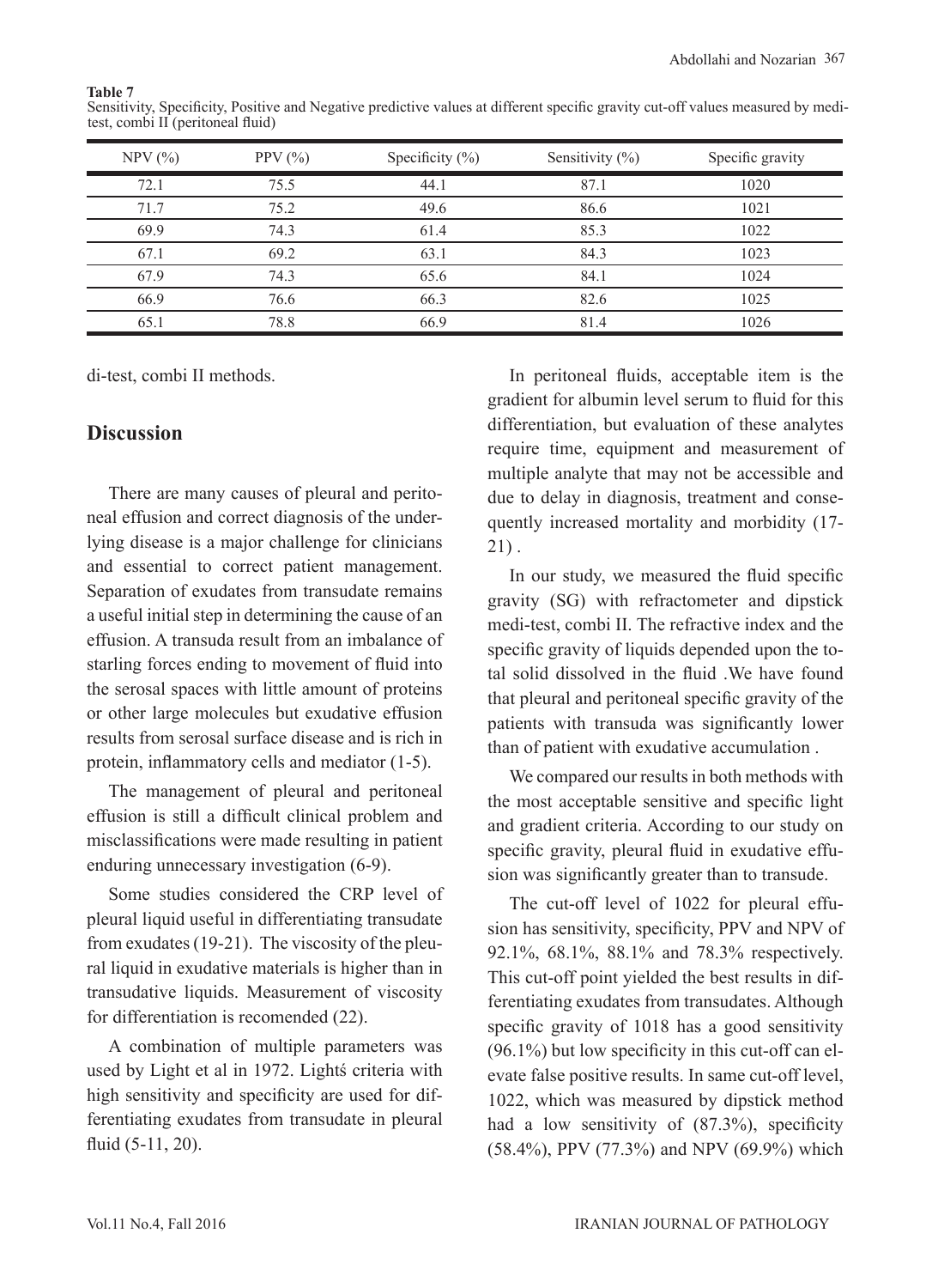**Table 7**
Sensitivity, Specificity, Positive and Negative predictive values at different specific gravity cut-off values measured by medi-test, combi II (peritoneal fluid)

| NPV (%) | PPV (%) | Specificity (%) | Sensitivity (%) | Specific gravity |
|---|---|---|---|---|
| 72.1 | 75.5 | 44.1 | 87.1 | 1020 |
| 71.7 | 75.2 | 49.6 | 86.6 | 1021 |
| 69.9 | 74.3 | 61.4 | 85.3 | 1022 |
| 67.1 | 69.2 | 63.1 | 84.3 | 1023 |
| 67.9 | 74.3 | 65.6 | 84.1 | 1024 |
| 66.9 | 76.6 | 66.3 | 82.6 | 1025 |
| 65.1 | 78.8 | 66.9 | 81.4 | 1026 |

di-test, combi II methods.

## Discussion

There are many causes of pleural and peritoneal effusion and correct diagnosis of the underlying disease is a major challenge for clinicians and essential to correct patient management. Separation of exudates from transudate remains a useful initial step in determining the cause of an effusion. A transuda result from an imbalance of starling forces ending to movement of fluid into the serosal spaces with little amount of proteins or other large molecules but exudative effusion results from serosal surface disease and is rich in protein, inflammatory cells and mediator (1-5).

The management of pleural and peritoneal effusion is still a difficult clinical problem and misclassifications were made resulting in patient enduring unnecessary investigation (6-9).

Some studies considered the CRP level of pleural liquid useful in differentiating transudate from exudates (19-21). The viscosity of the pleural liquid in exudative materials is higher than in transudative liquids. Measurement of viscosity for differentiation is recomended (22).

A combination of multiple parameters was used by Light et al in 1972. Lightś criteria with high sensitivity and specificity are used for differentiating exudates from transudate in pleural fluid (5-11, 20).

In peritoneal fluids, acceptable item is the gradient for albumin level serum to fluid for this differentiation, but evaluation of these analytes require time, equipment and measurement of multiple analyte that may not be accessible and due to delay in diagnosis, treatment and consequently increased mortality and morbidity (17-21) .

In our study, we measured the fluid specific gravity (SG) with refractometer and dipstick medi-test, combi II. The refractive index and the specific gravity of liquids depended upon the total solid dissolved in the fluid .We have found that pleural and peritoneal specific gravity of the patients with transuda was significantly lower than of patient with exudative accumulation .

We compared our results in both methods with the most acceptable sensitive and specific light and gradient criteria. According to our study on specific gravity, pleural fluid in exudative effusion was significantly greater than to transude.

The cut-off level of 1022 for pleural effusion has sensitivity, specificity, PPV and NPV of 92.1%, 68.1%, 88.1% and 78.3% respectively. This cut-off point yielded the best results in differentiating exudates from transudates. Although specific gravity of 1018 has a good sensitivity (96.1%) but low specificity in this cut-off can elevate false positive results. In same cut-off level, 1022, which was measured by dipstick method had a low sensitivity of (87.3%), specificity (58.4%), PPV (77.3%) and NPV (69.9%) which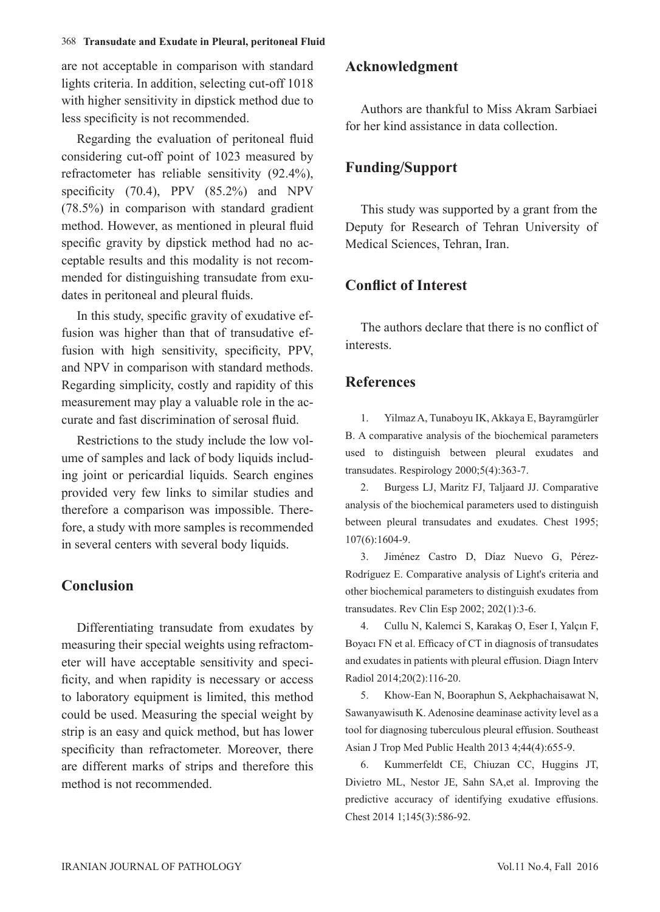are not acceptable in comparison with standard lights criteria. In addition, selecting cut-off 1018 with higher sensitivity in dipstick method due to less specificity is not recommended.

Regarding the evaluation of peritoneal fluid considering cut-off point of 1023 measured by refractometer has reliable sensitivity (92.4%), specificity (70.4), PPV (85.2%) and NPV (78.5%) in comparison with standard gradient method. However, as mentioned in pleural fluid specific gravity by dipstick method had no acceptable results and this modality is not recommended for distinguishing transudate from exudates in peritoneal and pleural fluids.

In this study, specific gravity of exudative effusion was higher than that of transudative effusion with high sensitivity, specificity, PPV, and NPV in comparison with standard methods. Regarding simplicity, costly and rapidity of this measurement may play a valuable role in the accurate and fast discrimination of serosal fluid.

Restrictions to the study include the low volume of samples and lack of body liquids including joint or pericardial liquids. Search engines provided very few links to similar studies and therefore a comparison was impossible. Therefore, a study with more samples is recommended in several centers with several body liquids.

## Conclusion

Differentiating transudate from exudates by measuring their special weights using refractometer will have acceptable sensitivity and specificity, and when rapidity is necessary or access to laboratory equipment is limited, this method could be used. Measuring the special weight by strip is an easy and quick method, but has lower specificity than refractometer. Moreover, there are different marks of strips and therefore this method is not recommended.

## Acknowledgment

Authors are thankful to Miss Akram Sarbiaei for her kind assistance in data collection.

## Funding/Support

This study was supported by a grant from the Deputy for Research of Tehran University of Medical Sciences, Tehran, Iran.

## Conflict of Interest

The authors declare that there is no conflict of interests.

## References

1. Yilmaz A, Tunaboyu IK, Akkaya E, Bayramgürler B. A comparative analysis of the biochemical parameters used to distinguish between pleural exudates and transudates. Respirology 2000;5(4):363-7.
2. Burgess LJ, Maritz FJ, Taljaard JJ. Comparative analysis of the biochemical parameters used to distinguish between pleural transudates and exudates. Chest 1995; 107(6):1604-9.
3. Jiménez Castro D, Díaz Nuevo G, Pérez-Rodríguez E. Comparative analysis of Light's criteria and other biochemical parameters to distinguish exudates from transudates. Rev Clin Esp 2002; 202(1):3-6.
4. Cullu N, Kalemci S, Karakaş O, Eser I, Yalçın F, Boyacı FN et al. Efficacy of CT in diagnosis of transudates and exudates in patients with pleural effusion. Diagn Interv Radiol 2014;20(2):116-20.
5. Khow-Ean N, Booraphun S, Aekphachaisawat N, Sawanyawisuth K. Adenosine deaminase activity level as a tool for diagnosing tuberculous pleural effusion. Southeast Asian J Trop Med Public Health 2013 4;44(4):655-9.
6. Kummerfeldt CE, Chiuzan CC, Huggins JT, Divietro ML, Nestor JE, Sahn SA,et al. Improving the predictive accuracy of identifying exudative effusions. Chest 2014 1;145(3):586-92.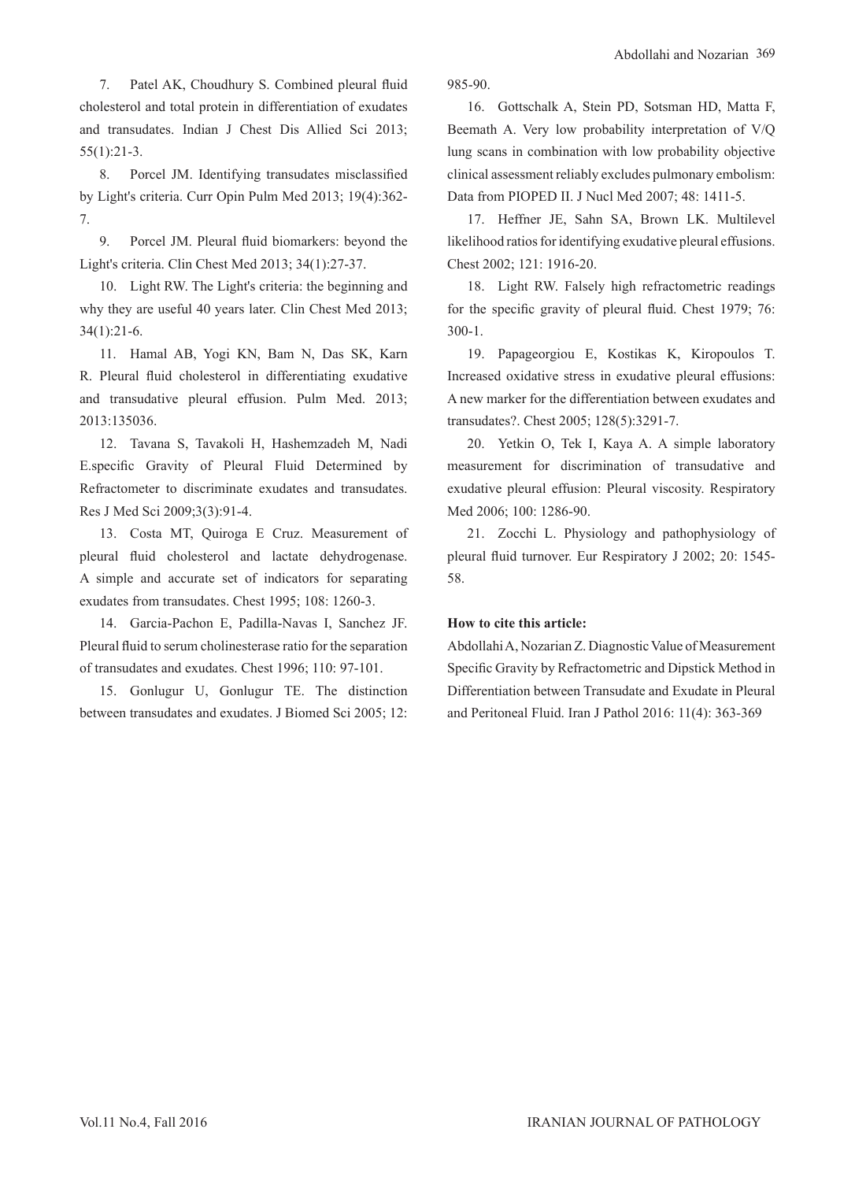7. Patel AK, Choudhury S. Combined pleural fluid cholesterol and total protein in differentiation of exudates and transudates. Indian J Chest Dis Allied Sci 2013; 55(1):21-3.

8. Porcel JM. Identifying transudates misclassified by Light's criteria. Curr Opin Pulm Med 2013; 19(4):362-7.

9. Porcel JM. Pleural fluid biomarkers: beyond the Light's criteria. Clin Chest Med 2013; 34(1):27-37.

10. Light RW. The Light's criteria: the beginning and why they are useful 40 years later. Clin Chest Med 2013; 34(1):21-6.

11. Hamal AB, Yogi KN, Bam N, Das SK, Karn R. Pleural fluid cholesterol in differentiating exudative and transudative pleural effusion. Pulm Med. 2013; 2013:135036.

12. Tavana S, Tavakoli H, Hashemzadeh M, Nadi E.specific Gravity of Pleural Fluid Determined by Refractometer to discriminate exudates and transudates. Res J Med Sci 2009;3(3):91-4.

13. Costa MT, Quiroga E Cruz. Measurement of pleural fluid cholesterol and lactate dehydrogenase. A simple and accurate set of indicators for separating exudates from transudates. Chest 1995; 108: 1260-3.

14. Garcia-Pachon E, Padilla-Navas I, Sanchez JF. Pleural fluid to serum cholinesterase ratio for the separation of transudates and exudates. Chest 1996; 110: 97-101.

15. Gonlugur U, Gonlugur TE. The distinction between transudates and exudates. J Biomed Sci 2005; 12: 985-90.

16. Gottschalk A, Stein PD, Sotsman HD, Matta F, Beemath A. Very low probability interpretation of V/Q lung scans in combination with low probability objective clinical assessment reliably excludes pulmonary embolism: Data from PIOPED II. J Nucl Med 2007; 48: 1411-5.

17. Heffner JE, Sahn SA, Brown LK. Multilevel likelihood ratios for identifying exudative pleural effusions. Chest 2002; 121: 1916-20.

18. Light RW. Falsely high refractometric readings for the specific gravity of pleural fluid. Chest 1979; 76: 300-1.

19. Papageorgiou E, Kostikas K, Kiropoulos T. Increased oxidative stress in exudative pleural effusions: A new marker for the differentiation between exudates and transudates?. Chest 2005; 128(5):3291-7.

20. Yetkin O, Tek I, Kaya A. A simple laboratory measurement for discrimination of transudative and exudative pleural effusion: Pleural viscosity. Respiratory Med 2006; 100: 1286-90.

21. Zocchi L. Physiology and pathophysiology of pleural fluid turnover. Eur Respiratory J 2002; 20: 1545-58.

**How to cite this article:**

Abdollahi A, Nozarian Z. Diagnostic Value of Measurement Specific Gravity by Refractometric and Dipstick Method in Differentiation between Transudate and Exudate in Pleural and Peritoneal Fluid. Iran J Pathol 2016: 11(4): 363-369